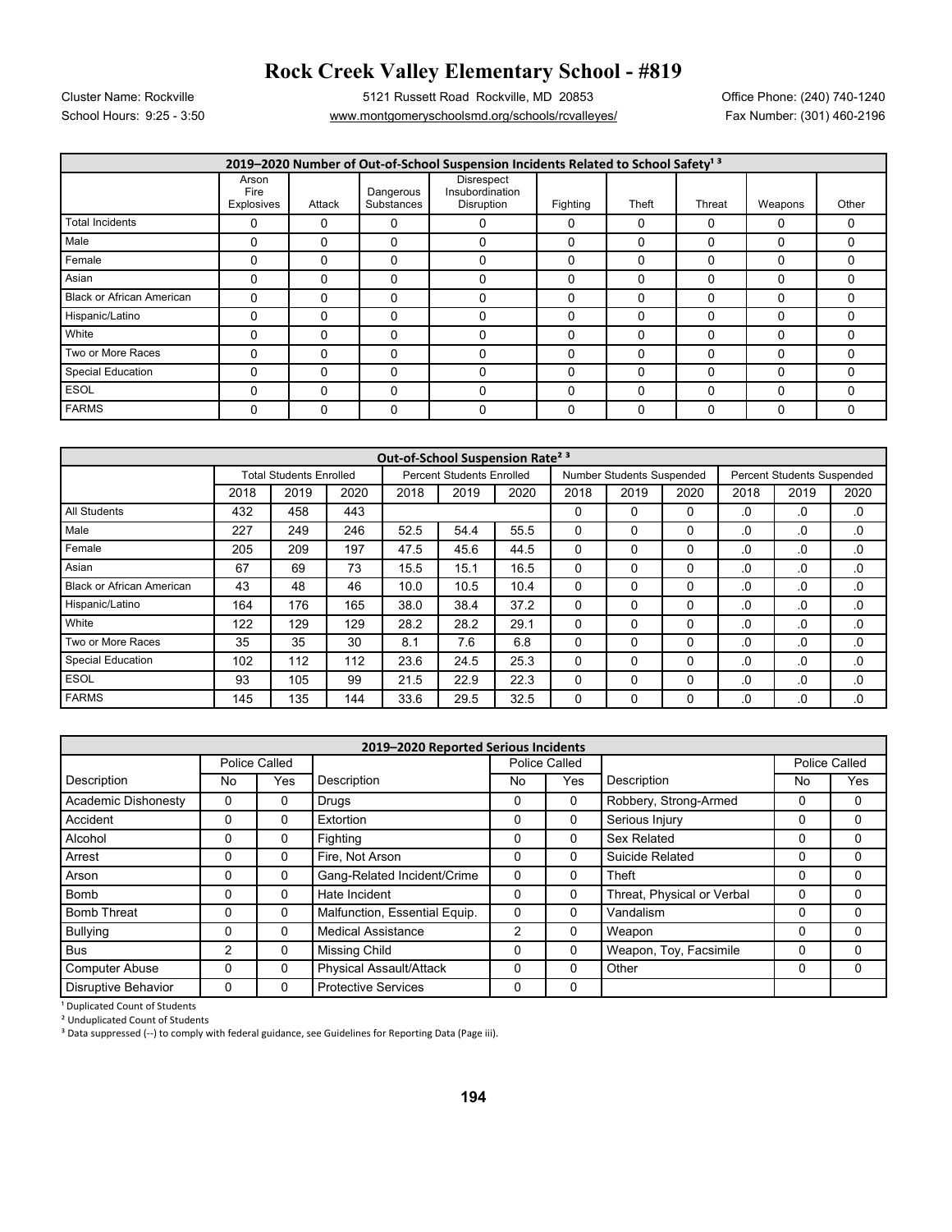# Rock Creek Valley Elementary School - #819

Cluster Name: Rockville
School Hours: 9:25 - 3:50

5121 Russett Road Rockville, MD 20853
www.montgomeryschoolsmd.org/schools/rcvalleyes/

Office Phone: (240) 740-1240
Fax Number: (301) 460-2196

| 2019–2020 Number of Out-of-School Suspension Incidents Related to School Safety[1] [3] | | | | | | | | | |
|---|---|---|---|---|---|---|---|---|---|
| | Arson Fire Explosives | Attack | Dangerous Substances | Disrespect Insubordination Disruption | Fighting | Theft | Threat | Weapons | Other |
| Total Incidents | 0 | 0 | 0 | 0 | 0 | 0 | 0 | 0 | 0 |
| Male | 0 | 0 | 0 | 0 | 0 | 0 | 0 | 0 | 0 |
| Female | 0 | 0 | 0 | 0 | 0 | 0 | 0 | 0 | 0 |
| Asian | 0 | 0 | 0 | 0 | 0 | 0 | 0 | 0 | 0 |
| Black or African American | 0 | 0 | 0 | 0 | 0 | 0 | 0 | 0 | 0 |
| Hispanic/Latino | 0 | 0 | 0 | 0 | 0 | 0 | 0 | 0 | 0 |
| White | 0 | 0 | 0 | 0 | 0 | 0 | 0 | 0 | 0 |
| Two or More Races | 0 | 0 | 0 | 0 | 0 | 0 | 0 | 0 | 0 |
| Special Education | 0 | 0 | 0 | 0 | 0 | 0 | 0 | 0 | 0 |
| ESOL | 0 | 0 | 0 | 0 | 0 | 0 | 0 | 0 | 0 |
| FARMS | 0 | 0 | 0 | 0 | 0 | 0 | 0 | 0 | 0 |

| Out-of-School Suspension Rate[2] [3] | | | | | | | | | | | | |
|---|---|---|---|---|---|---|---|---|---|---|---|---|
| | Total Students Enrolled | | | Percent Students Enrolled | | | Number Students Suspended | | | Percent Students Suspended | | |
| | 2018 | 2019 | 2020 | 2018 | 2019 | 2020 | 2018 | 2019 | 2020 | 2018 | 2019 | 2020 |
| All Students | 432 | 458 | 443 | | | | 0 | 0 | 0 | .0 | .0 | .0 |
| Male | 227 | 249 | 246 | 52.5 | 54.4 | 55.5 | 0 | 0 | 0 | .0 | .0 | .0 |
| Female | 205 | 209 | 197 | 47.5 | 45.6 | 44.5 | 0 | 0 | 0 | .0 | .0 | .0 |
| Asian | 67 | 69 | 73 | 15.5 | 15.1 | 16.5 | 0 | 0 | 0 | .0 | .0 | .0 |
| Black or African American | 43 | 48 | 46 | 10.0 | 10.5 | 10.4 | 0 | 0 | 0 | .0 | .0 | .0 |
| Hispanic/Latino | 164 | 176 | 165 | 38.0 | 38.4 | 37.2 | 0 | 0 | 0 | .0 | .0 | .0 |
| White | 122 | 129 | 129 | 28.2 | 28.2 | 29.1 | 0 | 0 | 0 | .0 | .0 | .0 |
| Two or More Races | 35 | 35 | 30 | 8.1 | 7.6 | 6.8 | 0 | 0 | 0 | .0 | .0 | .0 |
| Special Education | 102 | 112 | 112 | 23.6 | 24.5 | 25.3 | 0 | 0 | 0 | .0 | .0 | .0 |
| ESOL | 93 | 105 | 99 | 21.5 | 22.9 | 22.3 | 0 | 0 | 0 | .0 | .0 | .0 |
| FARMS | 145 | 135 | 144 | 33.6 | 29.5 | 32.5 | 0 | 0 | 0 | .0 | .0 | .0 |

| 2019–2020 Reported Serious Incidents | | | | | | | | |
|---|---|---|---|---|---|---|---|---|
| | Police Called | | | Police Called | | | Police Called | |
| Description | No | Yes | Description | No | Yes | Description | No | Yes |
| Academic Dishonesty | 0 | 0 | Drugs | 0 | 0 | Robbery, Strong-Armed | 0 | 0 |
| Accident | 0 | 0 | Extortion | 0 | 0 | Serious Injury | 0 | 0 |
| Alcohol | 0 | 0 | Fighting | 0 | 0 | Sex Related | 0 | 0 |
| Arrest | 0 | 0 | Fire, Not Arson | 0 | 0 | Suicide Related | 0 | 0 |
| Arson | 0 | 0 | Gang-Related Incident/Crime | 0 | 0 | Theft | 0 | 0 |
| Bomb | 0 | 0 | Hate Incident | 0 | 0 | Threat, Physical or Verbal | 0 | 0 |
| Bomb Threat | 0 | 0 | Malfunction, Essential Equip. | 0 | 0 | Vandalism | 0 | 0 |
| Bullying | 0 | 0 | Medical Assistance | 2 | 0 | Weapon | 0 | 0 |
| Bus | 2 | 0 | Missing Child | 0 | 0 | Weapon, Toy, Facsimile | 0 | 0 |
| Computer Abuse | 0 | 0 | Physical Assault/Attack | 0 | 0 | Other | 0 | 0 |
| Disruptive Behavior | 0 | 0 | Protective Services | 0 | 0 | | | |

[1] Duplicated Count of Students
[2] Unduplicated Count of Students
[3] Data suppressed (--) to comply with federal guidance, see Guidelines for Reporting Data (Page iii).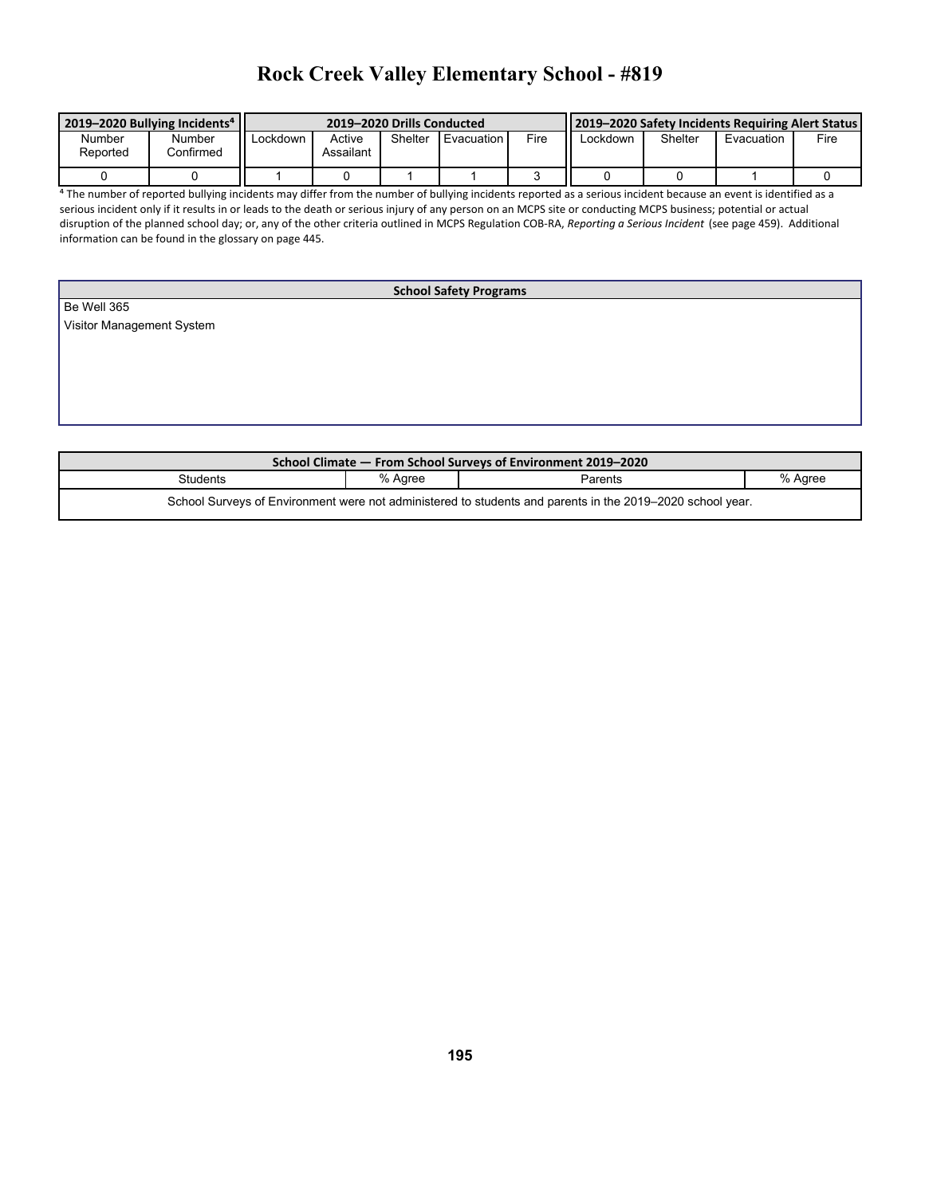# Rock Creek Valley Elementary School - #819

| 2019–2020 Bullying Incidents[4] | | 2019–2020 Drills Conducted | | | | | 2019–2020 Safety Incidents Requiring Alert Status | | | |
|---|---|---|---|---|---|---|---|---|---|---|
| Number Reported | Number Confirmed | Lockdown | Active Assailant | Shelter | Evacuation | Fire | Lockdown | Shelter | Evacuation | Fire |
| 0 | 0 | 1 | 0 | 1 | 1 | 3 | 0 | 0 | 1 | 0 |

[4] The number of reported bullying incidents may differ from the number of bullying incidents reported as a serious incident because an event is identified as a serious incident only if it results in or leads to the death or serious injury of any person on an MCPS site or conducting MCPS business; potential or actual disruption of the planned school day; or, any of the other criteria outlined in MCPS Regulation COB-RA, *Reporting a Serious Incident* (see page 459). Additional information can be found in the glossary on page 445.

| School Safety Programs |
|---|
| Be Well 365 |
| Visitor Management System |

| School Climate — From School Surveys of Environment 2019–2020 | | | |
|---|---|---|---|
| Students | % Agree | Parents | % Agree |
| School Surveys of Environment were not administered to students and parents in the 2019–2020 school year. | | | |